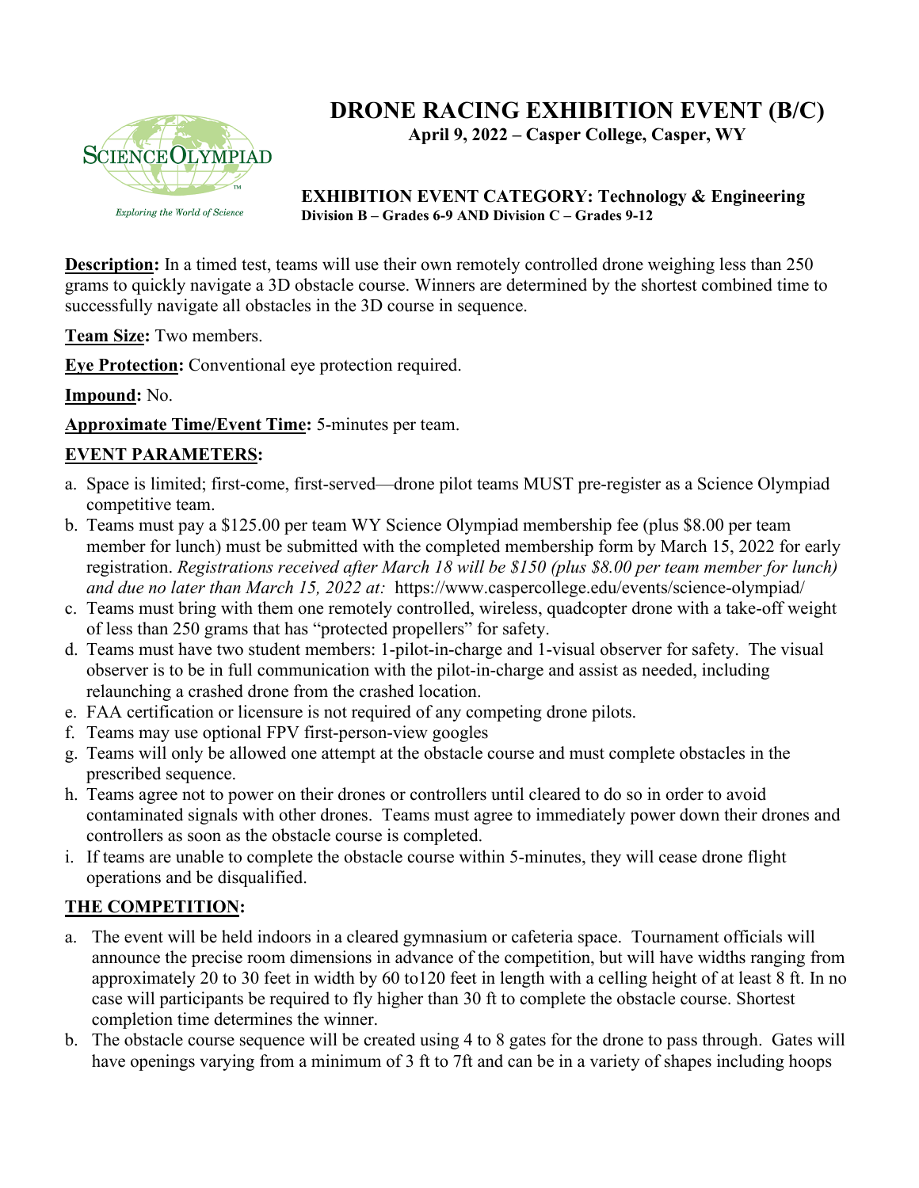# DRONE RACING EXHIBITION EVENT (B/C)

**April 9, 2022 – Casper College, Casper, WY**

Science Olympiad
*Exploring the World of Science*

**EXHIBITION EVENT CATEGORY: Technology & Engineering**
**Division B – Grades 6-9 AND Division C – Grades 9-12**

**Description:** In a timed test, teams will use their own remotely controlled drone weighing less than 250 grams to quickly navigate a 3D obstacle course. Winners are determined by the shortest combined time to successfully navigate all obstacles in the 3D course in sequence.

**Team Size:** Two members.

**Eye Protection:** Conventional eye protection required.

**Impound:** No.

**Approximate Time/Event Time:** 5-minutes per team.

## EVENT PARAMETERS:

a. Space is limited; first-come, first-served—drone pilot teams MUST pre-register as a Science Olympiad competitive team.
b. Teams must pay a $125.00 per team WY Science Olympiad membership fee (plus $8.00 per team member for lunch) must be submitted with the completed membership form by March 15, 2022 for early registration. *Registrations received after March 18 will be $150 (plus $8.00 per team member for lunch) and due no later than March 15, 2022 at:* https://www.caspercollege.edu/events/science-olympiad/
c. Teams must bring with them one remotely controlled, wireless, quadcopter drone with a take-off weight of less than 250 grams that has "protected propellers" for safety.
d. Teams must have two student members: 1-pilot-in-charge and 1-visual observer for safety. The visual observer is to be in full communication with the pilot-in-charge and assist as needed, including relaunching a crashed drone from the crashed location.
e. FAA certification or licensure is not required of any competing drone pilots.
f. Teams may use optional FPV first-person-view googles
g. Teams will only be allowed one attempt at the obstacle course and must complete obstacles in the prescribed sequence.
h. Teams agree not to power on their drones or controllers until cleared to do so in order to avoid contaminated signals with other drones. Teams must agree to immediately power down their drones and controllers as soon as the obstacle course is completed.
i. If teams are unable to complete the obstacle course within 5-minutes, they will cease drone flight operations and be disqualified.

## THE COMPETITION:

a. The event will be held indoors in a cleared gymnasium or cafeteria space. Tournament officials will announce the precise room dimensions in advance of the competition, but will have widths ranging from approximately 20 to 30 feet in width by 60 to120 feet in length with a celling height of at least 8 ft. In no case will participants be required to fly higher than 30 ft to complete the obstacle course. Shortest completion time determines the winner.
b. The obstacle course sequence will be created using 4 to 8 gates for the drone to pass through. Gates will have openings varying from a minimum of 3 ft to 7ft and can be in a variety of shapes including hoops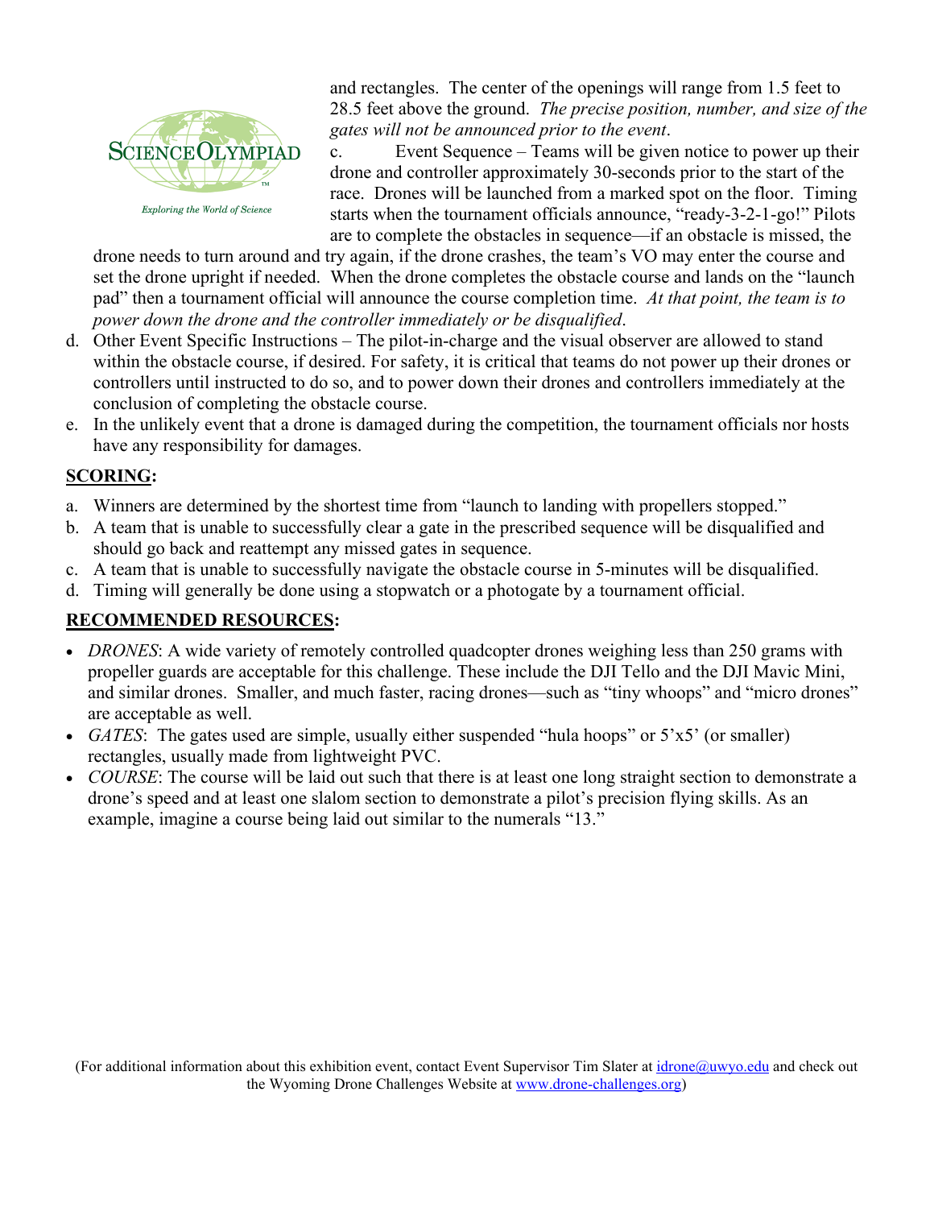and rectangles. The center of the openings will range from 1.5 feet to 28.5 feet above the ground. *The precise position, number, and size of the gates will not be announced prior to the event*.

c. Event Sequence – Teams will be given notice to power up their drone and controller approximately 30-seconds prior to the start of the race. Drones will be launched from a marked spot on the floor. Timing starts when the tournament officials announce, "ready-3-2-1-go!" Pilots are to complete the obstacles in sequence—if an obstacle is missed, the drone needs to turn around and try again, if the drone crashes, the team's VO may enter the course and set the drone upright if needed. When the drone completes the obstacle course and lands on the "launch pad" then a tournament official will announce the course completion time. *At that point, the team is to power down the drone and the controller immediately or be disqualified*.

d. Other Event Specific Instructions – The pilot-in-charge and the visual observer are allowed to stand within the obstacle course, if desired. For safety, it is critical that teams do not power up their drones or controllers until instructed to do so, and to power down their drones and controllers immediately at the conclusion of completing the obstacle course.

e. In the unlikely event that a drone is damaged during the competition, the tournament officials nor hosts have any responsibility for damages.

## SCORING:

a. Winners are determined by the shortest time from "launch to landing with propellers stopped."
b. A team that is unable to successfully clear a gate in the prescribed sequence will be disqualified and should go back and reattempt any missed gates in sequence.
c. A team that is unable to successfully navigate the obstacle course in 5-minutes will be disqualified.
d. Timing will generally be done using a stopwatch or a photogate by a tournament official.

## RECOMMENDED RESOURCES:

- *DRONES*: A wide variety of remotely controlled quadcopter drones weighing less than 250 grams with propeller guards are acceptable for this challenge. These include the DJI Tello and the DJI Mavic Mini, and similar drones. Smaller, and much faster, racing drones—such as "tiny whoops" and "micro drones" are acceptable as well.
- *GATES*: The gates used are simple, usually either suspended "hula hoops" or 5'x5' (or smaller) rectangles, usually made from lightweight PVC.
- *COURSE*: The course will be laid out such that there is at least one long straight section to demonstrate a drone's speed and at least one slalom section to demonstrate a pilot's precision flying skills. As an example, imagine a course being laid out similar to the numerals "13."

(For additional information about this exhibition event, contact Event Supervisor Tim Slater at idrone@uwyo.edu and check out the Wyoming Drone Challenges Website at www.drone-challenges.org)